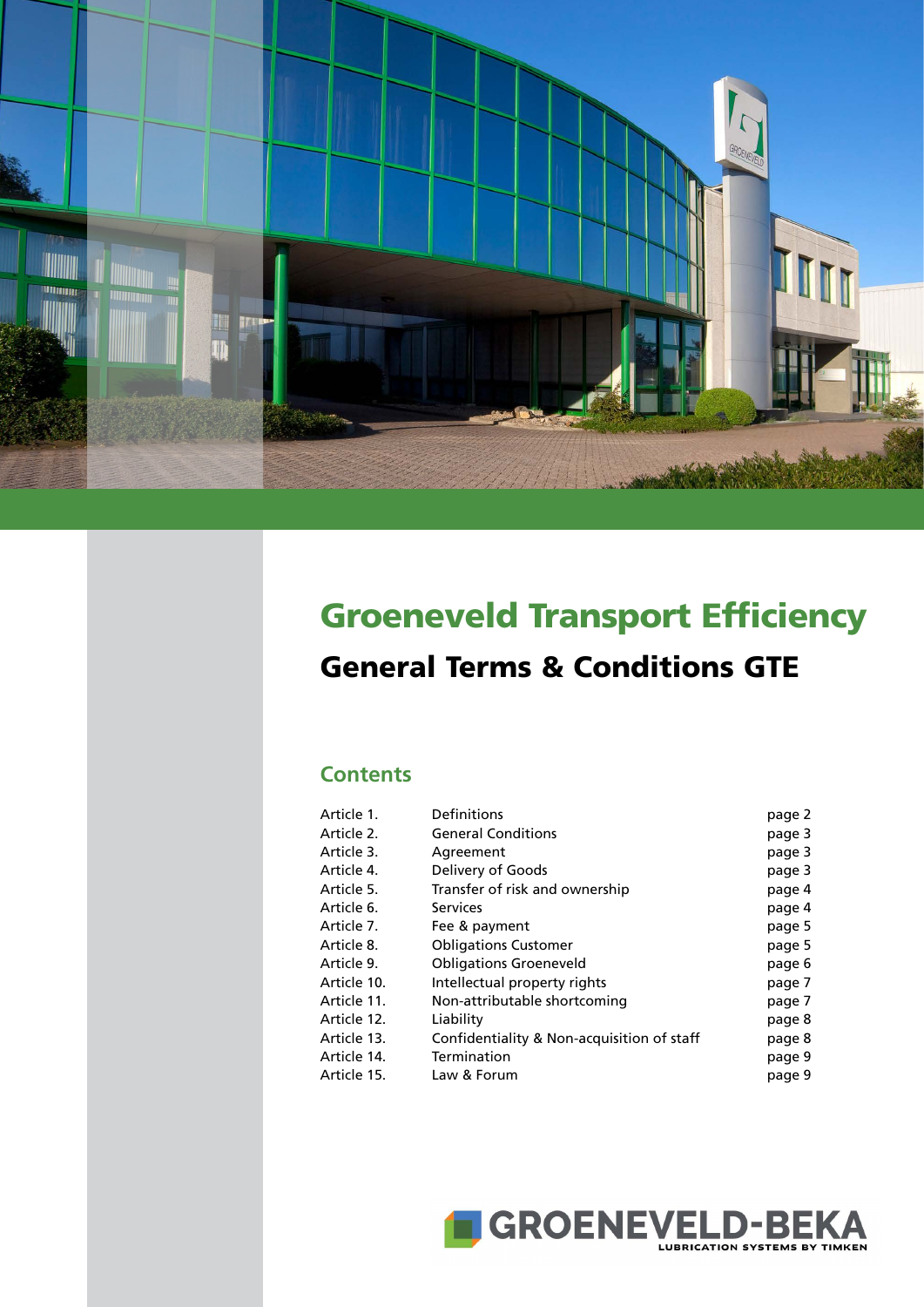# Groeneveld Transport Efficiency

## General Terms & Conditions GTE

### Contents

| | | |
|---|---|---|
| Article 1. | Definitions | page 2 |
| Article 2. | General Conditions | page 3 |
| Article 3. | Agreement | page 3 |
| Article 4. | Delivery of Goods | page 3 |
| Article 5. | Transfer of risk and ownership | page 4 |
| Article 6. | Services | page 4 |
| Article 7. | Fee & payment | page 5 |
| Article 8. | Obligations Customer | page 5 |
| Article 9. | Obligations Groeneveld | page 6 |
| Article 10. | Intellectual property rights | page 7 |
| Article 11. | Non-attributable shortcoming | page 7 |
| Article 12. | Liability | page 8 |
| Article 13. | Confidentiality & Non-acquisition of staff | page 8 |
| Article 14. | Termination | page 9 |
| Article 15. | Law & Forum | page 9 |

GROENEVELD-BEKA
LUBRICATION SYSTEMS BY TIMKEN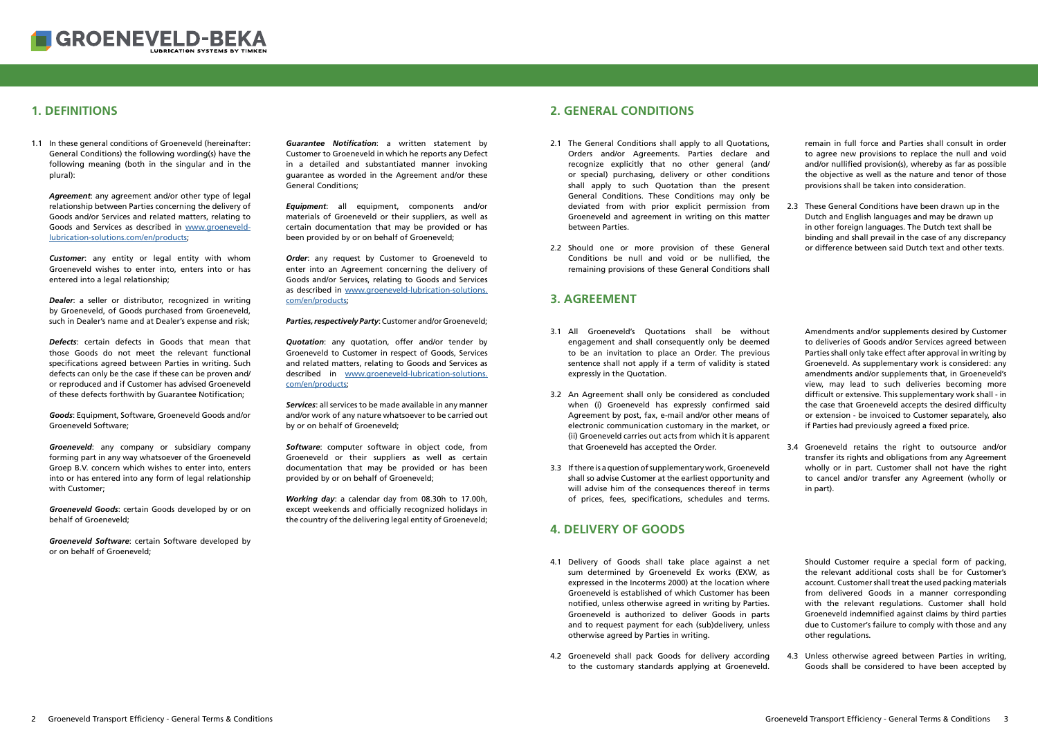# 1. DEFINITIONS

1.1 In these general conditions of Groeneveld (hereinafter: General Conditions) the following wording(s) have the following meaning (both in the singular and in the plural):

***Agreement***: any agreement and/or other type of legal relationship between Parties concerning the delivery of Goods and/or Services and related matters, relating to Goods and Services as described in [www.groeneveld-lubrication-solutions.com/en/products](www.groeneveld-lubrication-solutions.com/en/products);

***Customer***: any entity or legal entity with whom Groeneveld wishes to enter into, enters into or has entered into a legal relationship;

***Dealer***: a seller or distributor, recognized in writing by Groeneveld, of Goods purchased from Groeneveld, such in Dealer's name and at Dealer's expense and risk;

***Defects***: certain defects in Goods that mean that those Goods do not meet the relevant functional specifications agreed between Parties in writing. Such defects can only be the case if these can be proven and/or reproduced and if Customer has advised Groeneveld of these defects forthwith by Guarantee Notification;

***Goods***: Equipment, Software, Groeneveld Goods and/or Groeneveld Software;

***Groeneveld***: any company or subsidiary company forming part in any way whatsoever of the Groeneveld Groep B.V. concern which wishes to enter into, enters into or has entered into any form of legal relationship with Customer;

***Groeneveld Goods***: certain Goods developed by or on behalf of Groeneveld;

***Groeneveld Software***: certain Software developed by or on behalf of Groeneveld;

***Guarantee Notification***: a written statement by Customer to Groeneveld in which he reports any Defect in a detailed and substantiated manner invoking guarantee as worded in the Agreement and/or these General Conditions;

***Equipment***: all equipment, components and/or materials of Groeneveld or their suppliers, as well as certain documentation that may be provided or has been provided by or on behalf of Groeneveld;

***Order***: any request by Customer to Groeneveld to enter into an Agreement concerning the delivery of Goods and/or Services, relating to Goods and Services as described in [www.groeneveld-lubrication-solutions.com/en/products](www.groeneveld-lubrication-solutions.com/en/products);

***Parties, respectively Party***: Customer and/or Groeneveld;

***Quotation***: any quotation, offer and/or tender by Groeneveld to Customer in respect of Goods, Services and related matters, relating to Goods and Services as described in [www.groeneveld-lubrication-solutions.com/en/products](www.groeneveld-lubrication-solutions.com/en/products);

***Services***: all services to be made available in any manner and/or work of any nature whatsoever to be carried out by or on behalf of Groeneveld;

***Software***: computer software in object code, from Groeneveld or their suppliers as well as certain documentation that may be provided or has been provided by or on behalf of Groeneveld;

***Working day***: a calendar day from 08.30h to 17.00h, except weekends and officially recognized holidays in the country of the delivering legal entity of Groeneveld;

# 2. GENERAL CONDITIONS

2.1 The General Conditions shall apply to all Quotations, Orders and/or Agreements. Parties declare and recognize explicitly that no other general (and/or special) purchasing, delivery or other conditions shall apply to such Quotation than the present General Conditions. These Conditions may only be deviated from with prior explicit permission from Groeneveld and agreement in writing on this matter between Parties.

2.2 Should one or more provision of these General Conditions be null and void or be nullified, the remaining provisions of these General Conditions shall remain in full force and Parties shall consult in order to agree new provisions to replace the null and void and/or nullified provision(s), whereby as far as possible the objective as well as the nature and tenor of those provisions shall be taken into consideration.

2.3 These General Conditions have been drawn up in the Dutch and English languages and may be drawn up in other foreign languages. The Dutch text shall be binding and shall prevail in the case of any discrepancy or difference between said Dutch text and other texts.

# 3. AGREEMENT

3.1 All Groeneveld's Quotations shall be without engagement and shall consequently only be deemed to be an invitation to place an Order. The previous sentence shall not apply if a term of validity is stated expressly in the Quotation.

3.2 An Agreement shall only be considered as concluded when (i) Groeneveld has expressly confirmed said Agreement by post, fax, e-mail and/or other means of electronic communication customary in the market, or (ii) Groeneveld carries out acts from which it is apparent that Groeneveld has accepted the Order.

3.3 If there is a question of supplementary work, Groeneveld shall so advise Customer at the earliest opportunity and will advise him of the consequences thereof in terms of prices, fees, specifications, schedules and terms. Amendments and/or supplements desired by Customer to deliveries of Goods and/or Services agreed between Parties shall only take effect after approval in writing by Groeneveld. As supplementary work is considered: any amendments and/or supplements that, in Groeneveld's view, may lead to such deliveries becoming more difficult or extensive. This supplementary work shall - in the case that Groeneveld accepts the desired difficulty or extension - be invoiced to Customer separately, also if Parties had previously agreed a fixed price.

3.4 Groeneveld retains the right to outsource and/or transfer its rights and obligations from any Agreement wholly or in part. Customer shall not have the right to cancel and/or transfer any Agreement (wholly or in part).

# 4. DELIVERY OF GOODS

4.1 Delivery of Goods shall take place against a net sum determined by Groeneveld Ex works (EXW, as expressed in the Incoterms 2000) at the location where Groeneveld is established of which Customer has been notified, unless otherwise agreed in writing by Parties. Groeneveld is authorized to deliver Goods in parts and to request payment for each (sub)delivery, unless otherwise agreed by Parties in writing.

4.2 Groeneveld shall pack Goods for delivery according to the customary standards applying at Groeneveld. Should Customer require a special form of packing, the relevant additional costs shall be for Customer's account. Customer shall treat the used packing materials from delivered Goods in a manner corresponding with the relevant regulations. Customer shall hold Groeneveld indemnified against claims by third parties due to Customer's failure to comply with those and any other regulations.

4.3 Unless otherwise agreed between Parties in writing, Goods shall be considered to have been accepted by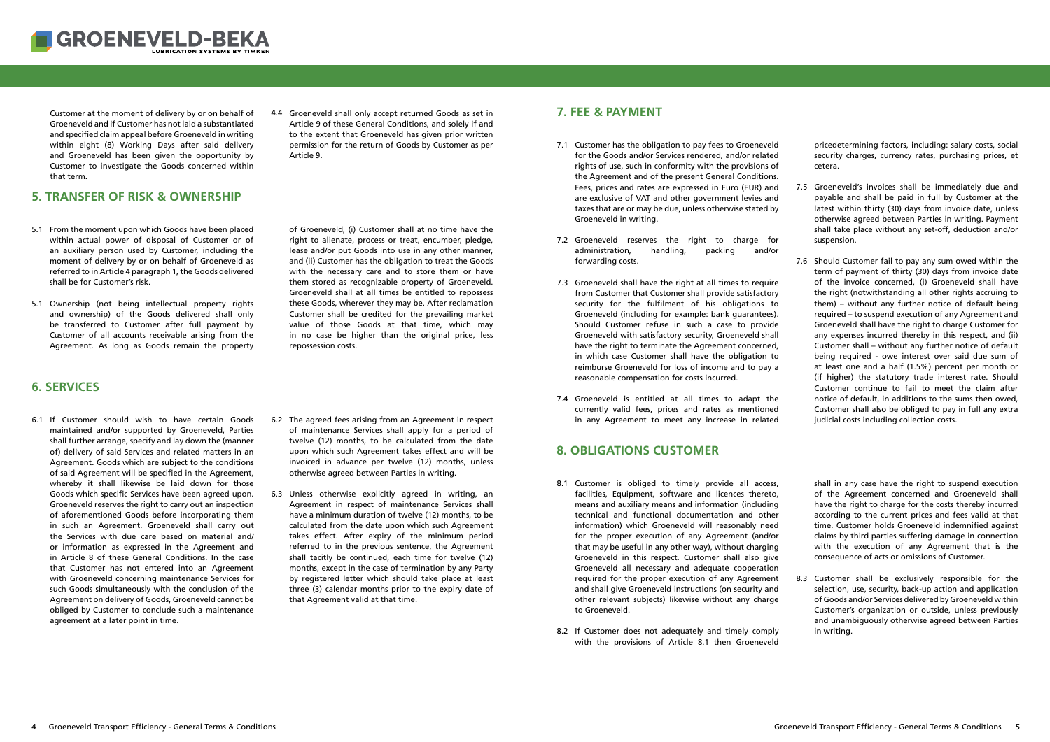Customer at the moment of delivery by or on behalf of Groeneveld and if Customer has not laid a substantiated and specified claim appeal before Groeneveld in writing within eight (8) Working Days after said delivery and Groeneveld has been given the opportunity by Customer to investigate the Goods concerned within that term.

4.4 Groeneveld shall only accept returned Goods as set in Article 9 of these General Conditions, and solely if and to the extent that Groeneveld has given prior written permission for the return of Goods by Customer as per Article 9.

## 5. TRANSFER OF RISK & OWNERSHIP

5.1 From the moment upon which Goods have been placed within actual power of disposal of Customer or of an auxiliary person used by Customer, including the moment of delivery by or on behalf of Groeneveld as referred to in Article 4 paragraph 1, the Goods delivered shall be for Customer's risk.

5.1 Ownership (not being intellectual property rights and ownership) of the Goods delivered shall only be transferred to Customer after full payment by Customer of all accounts receivable arising from the Agreement. As long as Goods remain the property of Groeneveld, (i) Customer shall at no time have the right to alienate, process or treat, encumber, pledge, lease and/or put Goods into use in any other manner, and (ii) Customer has the obligation to treat the Goods with the necessary care and to store them or have them stored as recognizable property of Groeneveld. Groeneveld shall at all times be entitled to repossess these Goods, wherever they may be. After reclamation Customer shall be credited for the prevailing market value of those Goods at that time, which may in no case be higher than the original price, less repossession costs.

## 6. SERVICES

6.1 If Customer should wish to have certain Goods maintained and/or supported by Groeneveld, Parties shall further arrange, specify and lay down the (manner of) delivery of said Services and related matters in an Agreement. Goods which are subject to the conditions of said Agreement will be specified in the Agreement, whereby it shall likewise be laid down for those Goods which specific Services have been agreed upon. Groeneveld reserves the right to carry out an inspection of aforementioned Goods before incorporating them in such an Agreement. Groeneveld shall carry out the Services with due care based on material and/or information as expressed in the Agreement and in Article 8 of these General Conditions. In the case that Customer has not entered into an Agreement with Groeneveld concerning maintenance Services for such Goods simultaneously with the conclusion of the Agreement on delivery of Goods, Groeneveld cannot be obliged by Customer to conclude such a maintenance agreement at a later point in time.

6.2 The agreed fees arising from an Agreement in respect of maintenance Services shall apply for a period of twelve (12) months, to be calculated from the date upon which such Agreement takes effect and will be invoiced in advance per twelve (12) months, unless otherwise agreed between Parties in writing.

6.3 Unless otherwise explicitly agreed in writing, an Agreement in respect of maintenance Services shall have a minimum duration of twelve (12) months, to be calculated from the date upon which such Agreement takes effect. After expiry of the minimum period referred to in the previous sentence, the Agreement shall tacitly be continued, each time for twelve (12) months, except in the case of termination by any Party by registered letter which should take place at least three (3) calendar months prior to the expiry date of that Agreement valid at that time.

## 7. FEE & PAYMENT

7.1 Customer has the obligation to pay fees to Groeneveld for the Goods and/or Services rendered, and/or related rights of use, such in conformity with the provisions of the Agreement and of the present General Conditions. Fees, prices and rates are expressed in Euro (EUR) and are exclusive of VAT and other government levies and taxes that are or may be due, unless otherwise stated by Groeneveld in writing.

7.2 Groeneveld reserves the right to charge for administration, handling, packing and/or forwarding costs.

7.3 Groeneveld shall have the right at all times to require from Customer that Customer shall provide satisfactory security for the fulfilment of his obligations to Groeneveld (including for example: bank guarantees). Should Customer refuse in such a case to provide Groeneveld with satisfactory security, Groeneveld shall have the right to terminate the Agreement concerned, in which case Customer shall have the obligation to reimburse Groeneveld for loss of income and to pay a reasonable compensation for costs incurred.

7.4 Groeneveld is entitled at all times to adapt the currently valid fees, prices and rates as mentioned in any Agreement to meet any increase in related pricedetermining factors, including: salary costs, social security charges, currency rates, purchasing prices, et cetera.

7.5 Groeneveld's invoices shall be immediately due and payable and shall be paid in full by Customer at the latest within thirty (30) days from invoice date, unless otherwise agreed between Parties in writing. Payment shall take place without any set-off, deduction and/or suspension.

7.6 Should Customer fail to pay any sum owed within the term of payment of thirty (30) days from invoice date of the invoice concerned, (i) Groeneveld shall have the right (notwithstanding all other rights accruing to them) – without any further notice of default being required – to suspend execution of any Agreement and Groeneveld shall have the right to charge Customer for any expenses incurred thereby in this respect, and (ii) Customer shall – without any further notice of default being required - owe interest over said due sum of at least one and a half (1.5%) percent per month or (if higher) the statutory trade interest rate. Should Customer continue to fail to meet the claim after notice of default, in additions to the sums then owed, Customer shall also be obliged to pay in full any extra judicial costs including collection costs.

## 8. OBLIGATIONS CUSTOMER

8.1 Customer is obliged to timely provide all access, facilities, Equipment, software and licences thereto, means and auxiliary means and information (including technical and functional documentation and other information) which Groeneveld will reasonably need for the proper execution of any Agreement (and/or that may be useful in any other way), without charging Groeneveld in this respect. Customer shall also give Groeneveld all necessary and adequate cooperation required for the proper execution of any Agreement and shall give Groeneveld instructions (on security and other relevant subjects) likewise without any charge to Groeneveld.

8.2 If Customer does not adequately and timely comply with the provisions of Article 8.1 then Groeneveld shall in any case have the right to suspend execution of the Agreement concerned and Groeneveld shall have the right to charge for the costs thereby incurred according to the current prices and fees valid at that time. Customer holds Groeneveld indemnified against claims by third parties suffering damage in connection with the execution of any Agreement that is the consequence of acts or omissions of Customer.

8.3 Customer shall be exclusively responsible for the selection, use, security, back-up action and application of Goods and/or Services delivered by Groeneveld within Customer's organization or outside, unless previously and unambiguously otherwise agreed between Parties in writing.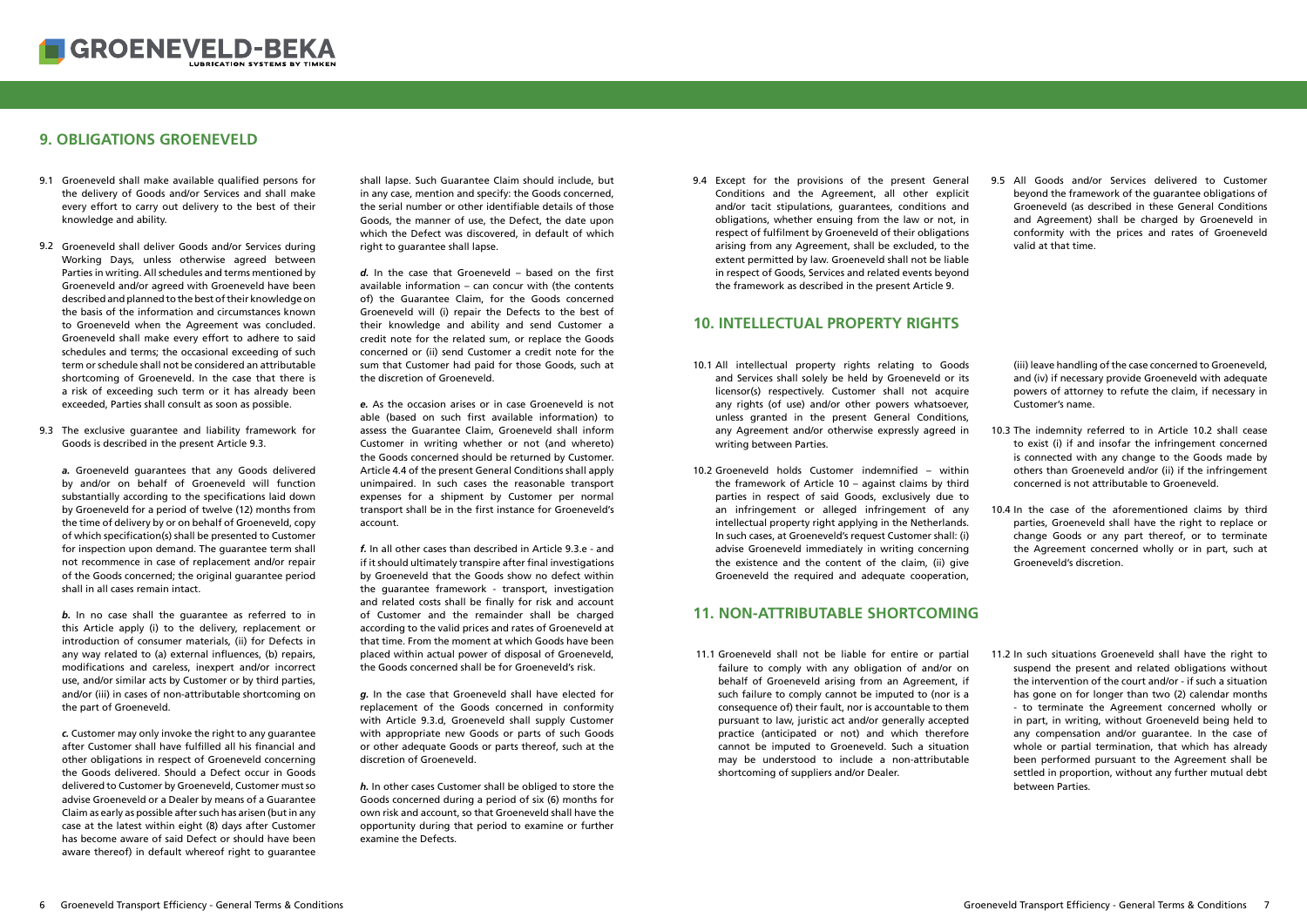## 9. OBLIGATIONS GROENEVELD

9.1 Groeneveld shall make available qualified persons for the delivery of Goods and/or Services and shall make every effort to carry out delivery to the best of their knowledge and ability.

9.2 Groeneveld shall deliver Goods and/or Services during Working Days, unless otherwise agreed between Parties in writing. All schedules and terms mentioned by Groeneveld and/or agreed with Groeneveld have been described and planned to the best of their knowledge on the basis of the information and circumstances known to Groeneveld when the Agreement was concluded. Groeneveld shall make every effort to adhere to said schedules and terms; the occasional exceeding of such term or schedule shall not be considered an attributable shortcoming of Groeneveld. In the case that there is a risk of exceeding such term or it has already been exceeded, Parties shall consult as soon as possible.

9.3 The exclusive guarantee and liability framework for Goods is described in the present Article 9.3.

***a.*** Groeneveld guarantees that any Goods delivered by and/or on behalf of Groeneveld will function substantially according to the specifications laid down by Groeneveld for a period of twelve (12) months from the time of delivery by or on behalf of Groeneveld, copy of which specification(s) shall be presented to Customer for inspection upon demand. The guarantee term shall not recommence in case of replacement and/or repair of the Goods concerned; the original guarantee period shall in all cases remain intact.

***b.*** In no case shall the guarantee as referred to in this Article apply (i) to the delivery, replacement or introduction of consumer materials, (ii) for Defects in any way related to (a) external influences, (b) repairs, modifications and careless, inexpert and/or incorrect use, and/or similar acts by Customer or by third parties, and/or (iii) in cases of non-attributable shortcoming on the part of Groeneveld.

***c.*** Customer may only invoke the right to any guarantee after Customer shall have fulfilled all his financial and other obligations in respect of Groeneveld concerning the Goods delivered. Should a Defect occur in Goods delivered to Customer by Groeneveld, Customer must so advise Groeneveld or a Dealer by means of a Guarantee Claim as early as possible after such has arisen (but in any case at the latest within eight (8) days after Customer has become aware of said Defect or should have been aware thereof) in default whereof right to guarantee shall lapse. Such Guarantee Claim should include, but in any case, mention and specify: the Goods concerned, the serial number or other identifiable details of those Goods, the manner of use, the Defect, the date upon which the Defect was discovered, in default of which right to guarantee shall lapse.

***d.*** In the case that Groeneveld – based on the first available information – can concur with (the contents of) the Guarantee Claim, for the Goods concerned Groeneveld will (i) repair the Defects to the best of their knowledge and ability and send Customer a credit note for the related sum, or replace the Goods concerned or (ii) send Customer a credit note for the sum that Customer had paid for those Goods, such at the discretion of Groeneveld.

***e.*** As the occasion arises or in case Groeneveld is not able (based on such first available information) to assess the Guarantee Claim, Groeneveld shall inform Customer in writing whether or not (and whereto) the Goods concerned should be returned by Customer. Article 4.4 of the present General Conditions shall apply unimpaired. In such cases the reasonable transport expenses for a shipment by Customer per normal transport shall be in the first instance for Groeneveld's account.

***f.*** In all other cases than described in Article 9.3.e - and if it should ultimately transpire after final investigations by Groeneveld that the Goods show no defect within the guarantee framework - transport, investigation and related costs shall be finally for risk and account of Customer and the remainder shall be charged according to the valid prices and rates of Groeneveld at that time. From the moment at which Goods have been placed within actual power of disposal of Groeneveld, the Goods concerned shall be for Groeneveld's risk.

***g.*** In the case that Groeneveld shall have elected for replacement of the Goods concerned in conformity with Article 9.3.d, Groeneveld shall supply Customer with appropriate new Goods or parts of such Goods or other adequate Goods or parts thereof, such at the discretion of Groeneveld.

***h.*** In other cases Customer shall be obliged to store the Goods concerned during a period of six (6) months for own risk and account, so that Groeneveld shall have the opportunity during that period to examine or further examine the Defects.

9.4 Except for the provisions of the present General Conditions and the Agreement, all other explicit and/or tacit stipulations, guarantees, conditions and obligations, whether ensuing from the law or not, in respect of fulfilment by Groeneveld of their obligations arising from any Agreement, shall be excluded, to the extent permitted by law. Groeneveld shall not be liable in respect of Goods, Services and related events beyond the framework as described in the present Article 9.

9.5 All Goods and/or Services delivered to Customer beyond the framework of the guarantee obligations of Groeneveld (as described in these General Conditions and Agreement) shall be charged by Groeneveld in conformity with the prices and rates of Groeneveld valid at that time.

## 10. INTELLECTUAL PROPERTY RIGHTS

10.1 All intellectual property rights relating to Goods and Services shall solely be held by Groeneveld or its licensor(s) respectively. Customer shall not acquire any rights (of use) and/or other powers whatsoever, unless granted in the present General Conditions, any Agreement and/or otherwise expressly agreed in writing between Parties.

10.2 Groeneveld holds Customer indemnified – within the framework of Article 10 – against claims by third parties in respect of said Goods, exclusively due to an infringement or alleged infringement of any intellectual property right applying in the Netherlands. In such cases, at Groeneveld's request Customer shall: (i) advise Groeneveld immediately in writing concerning the existence and the content of the claim, (ii) give Groeneveld the required and adequate cooperation, (iii) leave handling of the case concerned to Groeneveld, and (iv) if necessary provide Groeneveld with adequate powers of attorney to refute the claim, if necessary in Customer's name.

10.3 The indemnity referred to in Article 10.2 shall cease to exist (i) if and insofar the infringement concerned is connected with any change to the Goods made by others than Groeneveld and/or (ii) if the infringement concerned is not attributable to Groeneveld.

10.4 In the case of the aforementioned claims by third parties, Groeneveld shall have the right to replace or change Goods or any part thereof, or to terminate the Agreement concerned wholly or in part, such at Groeneveld's discretion.

## 11. NON-ATTRIBUTABLE SHORTCOMING

11.1 Groeneveld shall not be liable for entire or partial failure to comply with any obligation of and/or on behalf of Groeneveld arising from an Agreement, if such failure to comply cannot be imputed to (nor is a consequence of) their fault, nor is accountable to them pursuant to law, juristic act and/or generally accepted practice (anticipated or not) and which therefore cannot be imputed to Groeneveld. Such a situation may be understood to include a non-attributable shortcoming of suppliers and/or Dealer.

11.2 In such situations Groeneveld shall have the right to suspend the present and related obligations without the intervention of the court and/or - if such a situation has gone on for longer than two (2) calendar months - to terminate the Agreement concerned wholly or in part, in writing, without Groeneveld being held to any compensation and/or guarantee. In the case of whole or partial termination, that which has already been performed pursuant to the Agreement shall be settled in proportion, without any further mutual debt between Parties.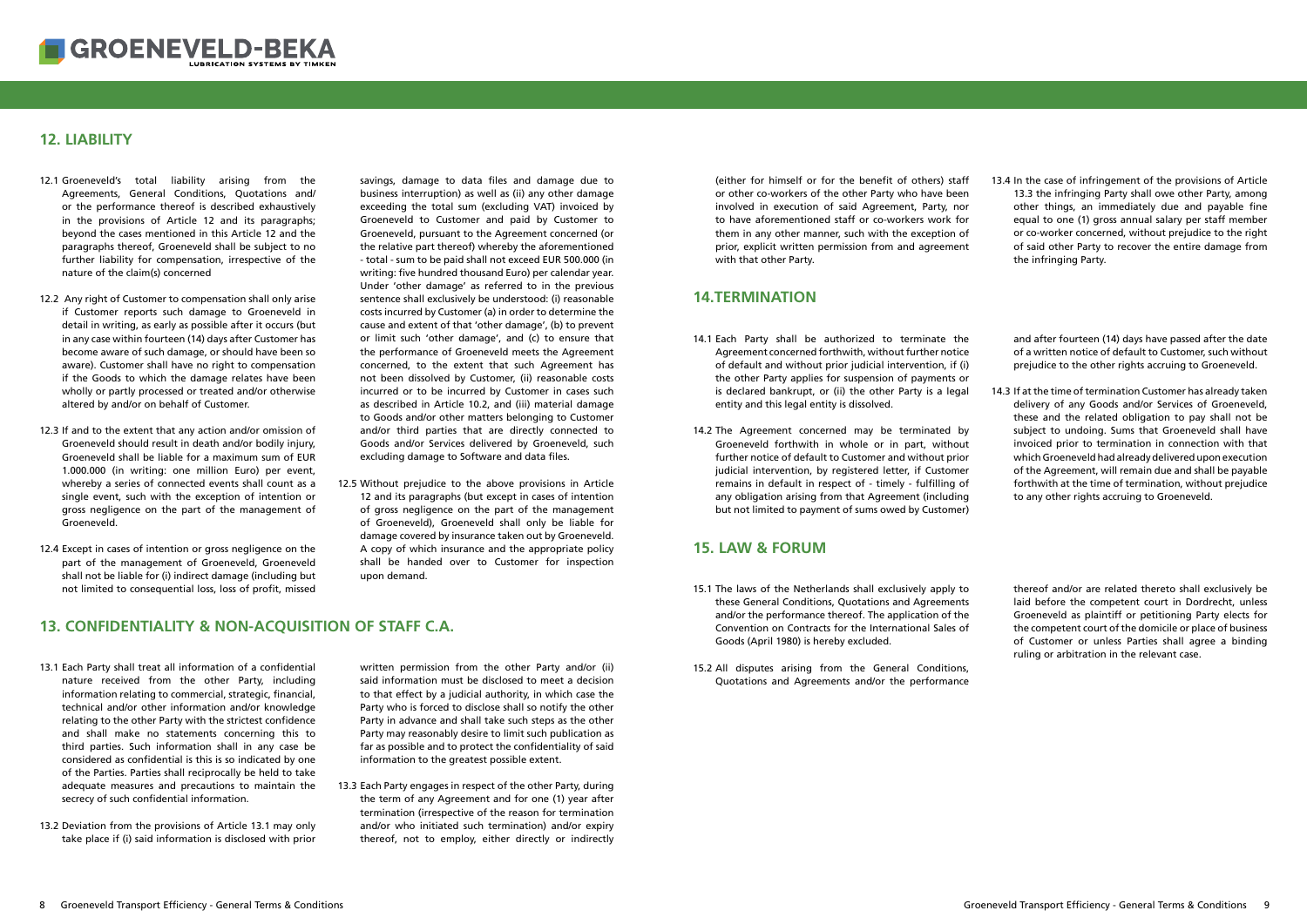## 12. LIABILITY

12.1 Groeneveld's total liability arising from the Agreements, General Conditions, Quotations and/or the performance thereof is described exhaustively in the provisions of Article 12 and its paragraphs; beyond the cases mentioned in this Article 12 and the paragraphs thereof, Groeneveld shall be subject to no further liability for compensation, irrespective of the nature of the claim(s) concerned

12.2 Any right of Customer to compensation shall only arise if Customer reports such damage to Groeneveld in detail in writing, as early as possible after it occurs (but in any case within fourteen (14) days after Customer has become aware of such damage, or should have been so aware). Customer shall have no right to compensation if the Goods to which the damage relates have been wholly or partly processed or treated and/or otherwise altered by and/or on behalf of Customer.

12.3 If and to the extent that any action and/or omission of Groeneveld should result in death and/or bodily injury, Groeneveld shall be liable for a maximum sum of EUR 1.000.000 (in writing: one million Euro) per event, whereby a series of connected events shall count as a single event, such with the exception of intention or gross negligence on the part of the management of Groeneveld.

12.4 Except in cases of intention or gross negligence on the part of the management of Groeneveld, Groeneveld shall not be liable for (i) indirect damage (including but not limited to consequential loss, loss of profit, missed savings, damage to data files and damage due to business interruption) as well as (ii) any other damage exceeding the total sum (excluding VAT) invoiced by Groeneveld to Customer and paid by Customer to Groeneveld, pursuant to the Agreement concerned (or the relative part thereof) whereby the aforementioned - total - sum to be paid shall not exceed EUR 500.000 (in writing: five hundred thousand Euro) per calendar year. Under 'other damage' as referred to in the previous sentence shall exclusively be understood: (i) reasonable costs incurred by Customer (a) in order to determine the cause and extent of that 'other damage', (b) to prevent or limit such 'other damage', and (c) to ensure that the performance of Groeneveld meets the Agreement concerned, to the extent that such Agreement has not been dissolved by Customer, (ii) reasonable costs incurred or to be incurred by Customer in cases such as described in Article 10.2, and (iii) material damage to Goods and/or other matters belonging to Customer and/or third parties that are directly connected to Goods and/or Services delivered by Groeneveld, such excluding damage to Software and data files.

12.5 Without prejudice to the above provisions in Article 12 and its paragraphs (but except in cases of intention of gross negligence on the part of the management of Groeneveld), Groeneveld shall only be liable for damage covered by insurance taken out by Groeneveld. A copy of which insurance and the appropriate policy shall be handed over to Customer for inspection upon demand.

## 13. CONFIDENTIALITY & NON-ACQUISITION OF STAFF C.A.

13.1 Each Party shall treat all information of a confidential nature received from the other Party, including information relating to commercial, strategic, financial, technical and/or other information and/or knowledge relating to the other Party with the strictest confidence and shall make no statements concerning this to third parties. Such information shall in any case be considered as confidential is this is so indicated by one of the Parties. Parties shall reciprocally be held to take adequate measures and precautions to maintain the secrecy of such confidential information.

13.2 Deviation from the provisions of Article 13.1 may only take place if (i) said information is disclosed with prior written permission from the other Party and/or (ii) said information must be disclosed to meet a decision to that effect by a judicial authority, in which case the Party who is forced to disclose shall so notify the other Party in advance and shall take such steps as the other Party may reasonably desire to limit such publication as far as possible and to protect the confidentiality of said information to the greatest possible extent.

13.3 Each Party engages in respect of the other Party, during the term of any Agreement and for one (1) year after termination (irrespective of the reason for termination and/or who initiated such termination) and/or expiry thereof, not to employ, either directly or indirectly (either for himself or for the benefit of others) staff or other co-workers of the other Party who have been involved in execution of said Agreement, Party, nor to have aforementioned staff or co-workers work for them in any other manner, such with the exception of prior, explicit written permission from and agreement with that other Party.

13.4 In the case of infringement of the provisions of Article 13.3 the infringing Party shall owe other Party, among other things, an immediately due and payable fine equal to one (1) gross annual salary per staff member or co-worker concerned, without prejudice to the right of said other Party to recover the entire damage from the infringing Party.

## 14. TERMINATION

14.1 Each Party shall be authorized to terminate the Agreement concerned forthwith, without further notice of default and without prior judicial intervention, if (i) the other Party applies for suspension of payments or is declared bankrupt, or (ii) the other Party is a legal entity and this legal entity is dissolved.

14.2 The Agreement concerned may be terminated by Groeneveld forthwith in whole or in part, without further notice of default to Customer and without prior judicial intervention, by registered letter, if Customer remains in default in respect of - timely - fulfilling of any obligation arising from that Agreement (including but not limited to payment of sums owed by Customer) and after fourteen (14) days have passed after the date of a written notice of default to Customer, such without prejudice to the other rights accruing to Groeneveld.

14.3 If at the time of termination Customer has already taken delivery of any Goods and/or Services of Groeneveld, these and the related obligation to pay shall not be subject to undoing. Sums that Groeneveld shall have invoiced prior to termination in connection with that which Groeneveld had already delivered upon execution of the Agreement, will remain due and shall be payable forthwith at the time of termination, without prejudice to any other rights accruing to Groeneveld.

## 15. LAW & FORUM

15.1 The laws of the Netherlands shall exclusively apply to these General Conditions, Quotations and Agreements and/or the performance thereof. The application of the Convention on Contracts for the International Sales of Goods (April 1980) is hereby excluded.

15.2 All disputes arising from the General Conditions, Quotations and Agreements and/or the performance thereof and/or are related thereto shall exclusively be laid before the competent court in Dordrecht, unless Groeneveld as plaintiff or petitioning Party elects for the competent court of the domicile or place of business of Customer or unless Parties shall agree a binding ruling or arbitration in the relevant case.